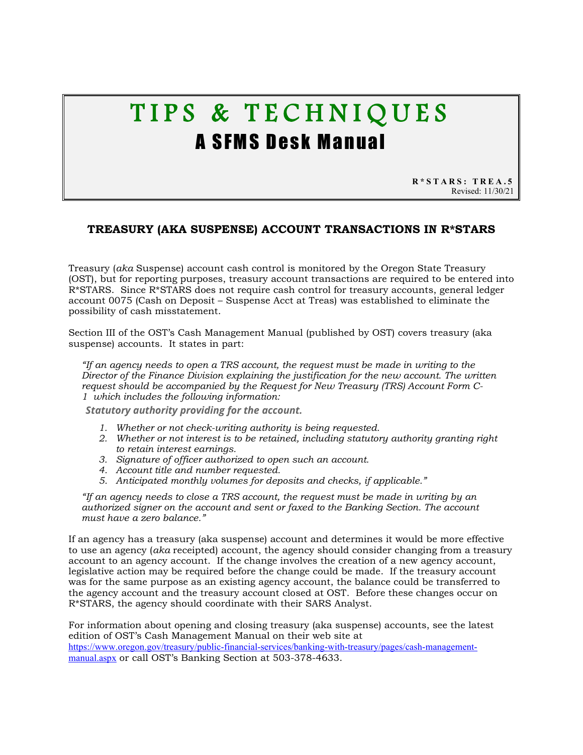# TIPS & TECHNIQUES

## A SFMS Desk Manual

**R*STARS: TREA.5**
Revised: 11/30/21

### TREASURY (AKA SUSPENSE) ACCOUNT TRANSACTIONS IN R*STARS

Treasury (*aka* Suspense) account cash control is monitored by the Oregon State Treasury (OST), but for reporting purposes, treasury account transactions are required to be entered into R*STARS. Since R*STARS does not require cash control for treasury accounts, general ledger account 0075 (Cash on Deposit – Suspense Acct at Treas) was established to eliminate the possibility of cash misstatement.

Section III of the OST's Cash Management Manual (published by OST) covers treasury (aka suspense) accounts. It states in part:

> *"If an agency needs to open a TRS account, the request must be made in writing to the Director of the Finance Division explaining the justification for the new account. The written request should be accompanied by the Request for New Treasury (TRS) Account Form C-1 which includes the following information:*
>
> ***Statutory authority providing for the account.***
>
> 1. *Whether or not check-writing authority is being requested.*
> 2. *Whether or not interest is to be retained, including statutory authority granting right to retain interest earnings.*
> 3. *Signature of officer authorized to open such an account.*
> 4. *Account title and number requested.*
> 5. *Anticipated monthly volumes for deposits and checks, if applicable."*
>
> *"If an agency needs to close a TRS account, the request must be made in writing by an authorized signer on the account and sent or faxed to the Banking Section. The account must have a zero balance."*

If an agency has a treasury (aka suspense) account and determines it would be more effective to use an agency (*aka* receipted) account, the agency should consider changing from a treasury account to an agency account. If the change involves the creation of a new agency account, legislative action may be required before the change could be made. If the treasury account was for the same purpose as an existing agency account, the balance could be transferred to the agency account and the treasury account closed at OST. Before these changes occur on R*STARS, the agency should coordinate with their SARS Analyst.

For information about opening and closing treasury (aka suspense) accounts, see the latest edition of OST's Cash Management Manual on their web site at https://www.oregon.gov/treasury/public-financial-services/banking-with-treasury/pages/cash-management-manual.aspx or call OST's Banking Section at 503-378-4633.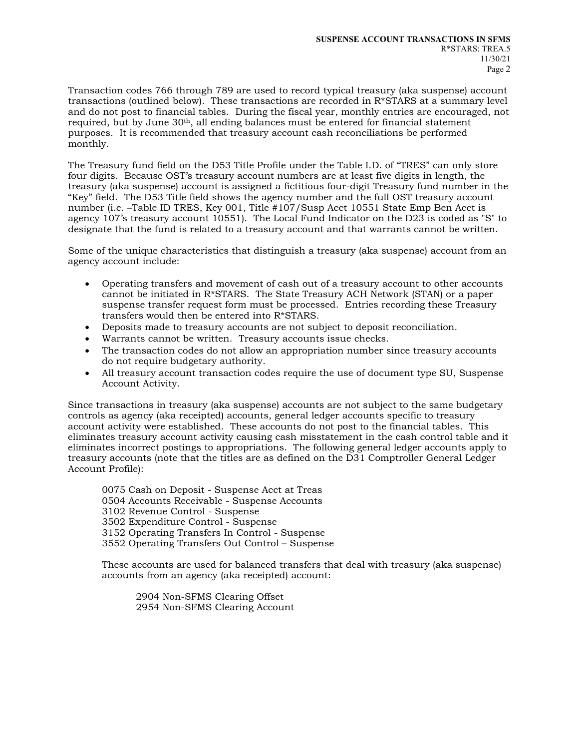Transaction codes 766 through 789 are used to record typical treasury (aka suspense) account transactions (outlined below). These transactions are recorded in R*STARS at a summary level and do not post to financial tables. During the fiscal year, monthly entries are encouraged, not required, but by June 30th, all ending balances must be entered for financial statement purposes. It is recommended that treasury account cash reconciliations be performed monthly.

The Treasury fund field on the D53 Title Profile under the Table I.D. of "TRES" can only store four digits. Because OST's treasury account numbers are at least five digits in length, the treasury (aka suspense) account is assigned a fictitious four-digit Treasury fund number in the "Key" field. The D53 Title field shows the agency number and the full OST treasury account number (i.e. –Table ID TRES, Key 001, Title #107/Susp Acct 10551 State Emp Ben Acct is agency 107's treasury account 10551). The Local Fund Indicator on the D23 is coded as "S" to designate that the fund is related to a treasury account and that warrants cannot be written.

Some of the unique characteristics that distinguish a treasury (aka suspense) account from an agency account include:

- Operating transfers and movement of cash out of a treasury account to other accounts cannot be initiated in R*STARS. The State Treasury ACH Network (STAN) or a paper suspense transfer request form must be processed. Entries recording these Treasury transfers would then be entered into R*STARS.
- Deposits made to treasury accounts are not subject to deposit reconciliation.
- Warrants cannot be written. Treasury accounts issue checks.
- The transaction codes do not allow an appropriation number since treasury accounts do not require budgetary authority.
- All treasury account transaction codes require the use of document type SU, Suspense Account Activity.

Since transactions in treasury (aka suspense) accounts are not subject to the same budgetary controls as agency (aka receipted) accounts, general ledger accounts specific to treasury account activity were established. These accounts do not post to the financial tables. This eliminates treasury account activity causing cash misstatement in the cash control table and it eliminates incorrect postings to appropriations. The following general ledger accounts apply to treasury accounts (note that the titles are as defined on the D31 Comptroller General Ledger Account Profile):

> 0075 Cash on Deposit - Suspense Acct at Treas
> 0504 Accounts Receivable - Suspense Accounts
> 3102 Revenue Control - Suspense
> 3502 Expenditure Control - Suspense
> 3152 Operating Transfers In Control - Suspense
> 3552 Operating Transfers Out Control – Suspense
>
> These accounts are used for balanced transfers that deal with treasury (aka suspense) accounts from an agency (aka receipted) account:
>
> > 2904 Non-SFMS Clearing Offset
> > 2954 Non-SFMS Clearing Account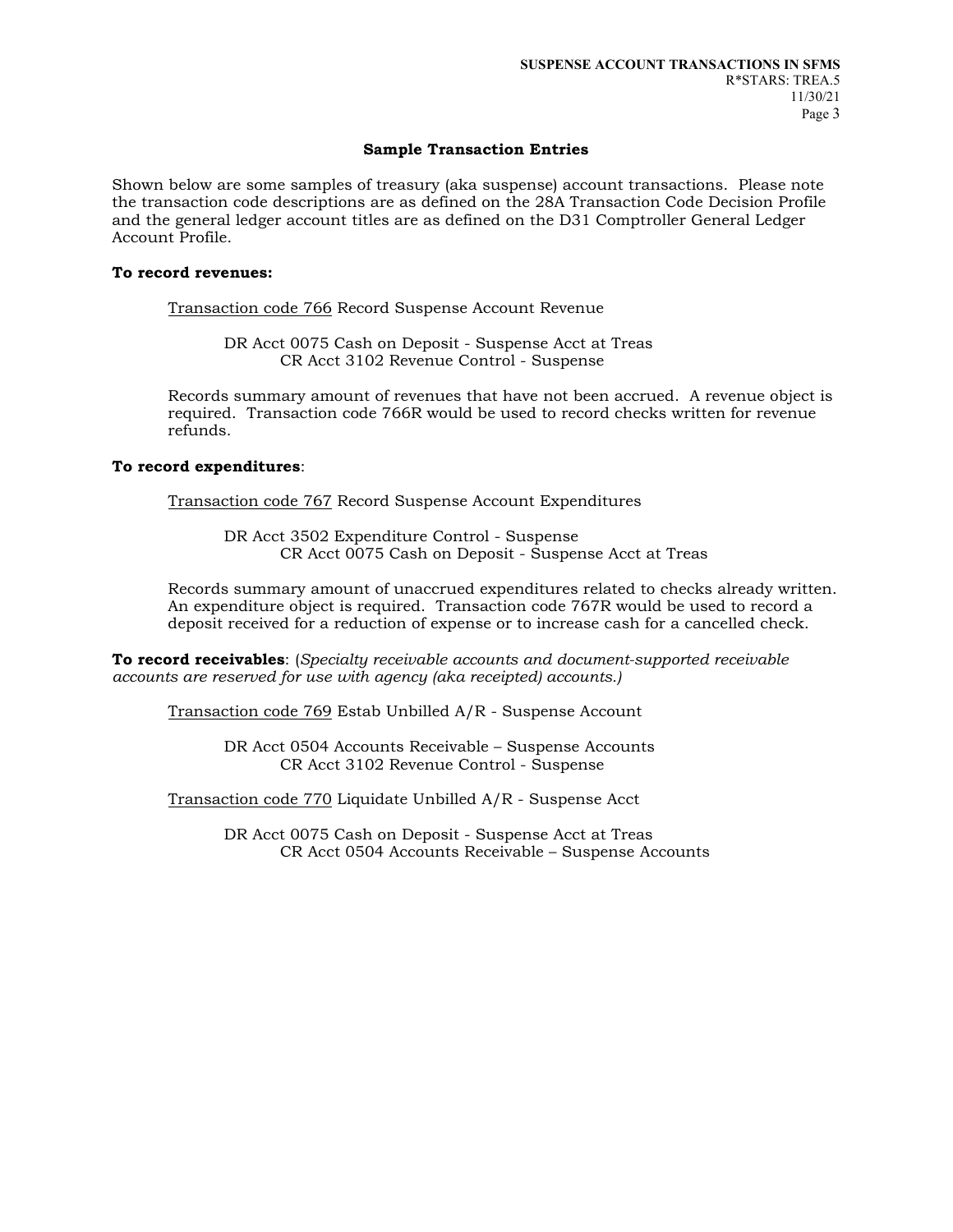## Sample Transaction Entries

Shown below are some samples of treasury (aka suspense) account transactions. Please note the transaction code descriptions are as defined on the 28A Transaction Code Decision Profile and the general ledger account titles are as defined on the D31 Comptroller General Ledger Account Profile.

**To record revenues:**

<u>Transaction code 766</u> Record Suspense Account Revenue

> DR Acct 0075 Cash on Deposit - Suspense Acct at Treas
> CR Acct 3102 Revenue Control - Suspense

Records summary amount of revenues that have not been accrued. A revenue object is required. Transaction code 766R would be used to record checks written for revenue refunds.

**To record expenditures**:

<u>Transaction code 767</u> Record Suspense Account Expenditures

> DR Acct 3502 Expenditure Control - Suspense
> CR Acct 0075 Cash on Deposit - Suspense Acct at Treas

Records summary amount of unaccrued expenditures related to checks already written. An expenditure object is required. Transaction code 767R would be used to record a deposit received for a reduction of expense or to increase cash for a cancelled check.

**To record receivables**: (*Specialty receivable accounts and document-supported receivable accounts are reserved for use with agency (aka receipted) accounts.)*

<u>Transaction code 769</u> Estab Unbilled A/R - Suspense Account

> DR Acct 0504 Accounts Receivable – Suspense Accounts
> CR Acct 3102 Revenue Control - Suspense

<u>Transaction code 770</u> Liquidate Unbilled A/R - Suspense Acct

> DR Acct 0075 Cash on Deposit - Suspense Acct at Treas
> CR Acct 0504 Accounts Receivable – Suspense Accounts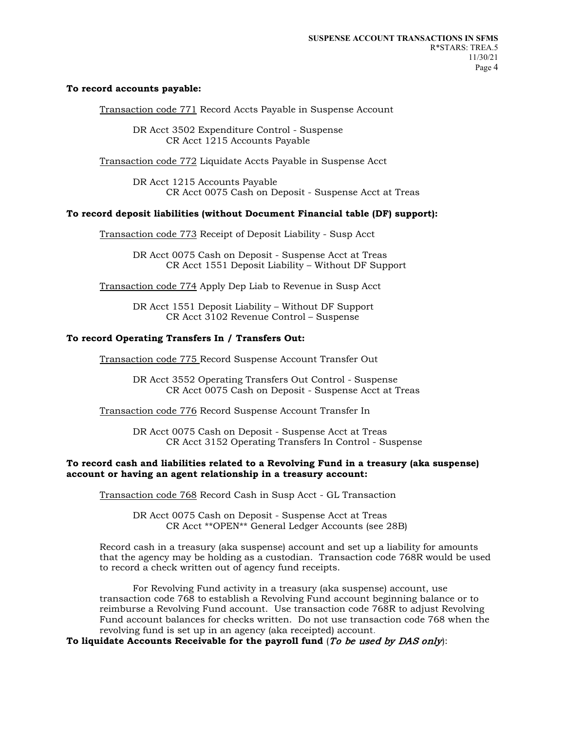**To record accounts payable:**

Transaction code 771 Record Accts Payable in Suspense Account

DR Acct 3502 Expenditure Control - Suspense
CR Acct 1215 Accounts Payable

Transaction code 772 Liquidate Accts Payable in Suspense Acct

DR Acct 1215 Accounts Payable
CR Acct 0075 Cash on Deposit - Suspense Acct at Treas

**To record deposit liabilities (without Document Financial table (DF) support):**

Transaction code 773 Receipt of Deposit Liability - Susp Acct

DR Acct 0075 Cash on Deposit - Suspense Acct at Treas
CR Acct 1551 Deposit Liability – Without DF Support

Transaction code 774 Apply Dep Liab to Revenue in Susp Acct

DR Acct 1551 Deposit Liability – Without DF Support
CR Acct 3102 Revenue Control – Suspense

**To record Operating Transfers In / Transfers Out:**

Transaction code 775 Record Suspense Account Transfer Out

DR Acct 3552 Operating Transfers Out Control - Suspense
CR Acct 0075 Cash on Deposit - Suspense Acct at Treas

Transaction code 776 Record Suspense Account Transfer In

DR Acct 0075 Cash on Deposit - Suspense Acct at Treas
CR Acct 3152 Operating Transfers In Control - Suspense

**To record cash and liabilities related to a Revolving Fund in a treasury (aka suspense) account or having an agent relationship in a treasury account:**

Transaction code 768 Record Cash in Susp Acct - GL Transaction

DR Acct 0075 Cash on Deposit - Suspense Acct at Treas
CR Acct **OPEN** General Ledger Accounts (see 28B)

Record cash in a treasury (aka suspense) account and set up a liability for amounts that the agency may be holding as a custodian. Transaction code 768R would be used to record a check written out of agency fund receipts.

For Revolving Fund activity in a treasury (aka suspense) account, use transaction code 768 to establish a Revolving Fund account beginning balance or to reimburse a Revolving Fund account. Use transaction code 768R to adjust Revolving Fund account balances for checks written. Do not use transaction code 768 when the revolving fund is set up in an agency (aka receipted) account.

**To liquidate Accounts Receivable for the payroll fund** (*To be used by DAS only*):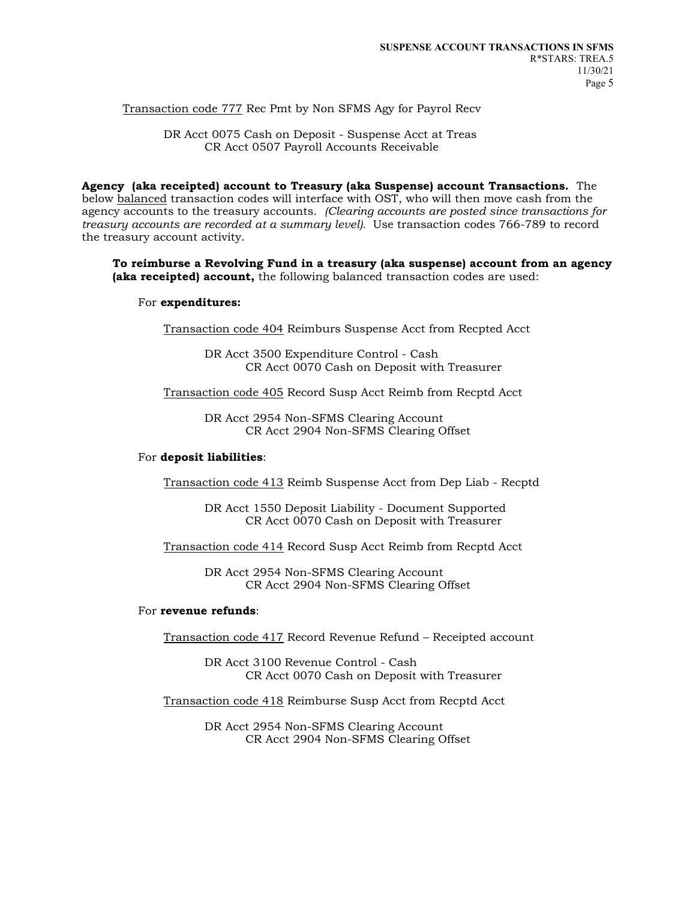Transaction code 777 Rec Pmt by Non SFMS Agy for Payrol Recv

DR Acct 0075 Cash on Deposit - Suspense Acct at Treas
CR Acct 0507 Payroll Accounts Receivable

**Agency (aka receipted) account to Treasury (aka Suspense) account Transactions.** The below balanced transaction codes will interface with OST, who will then move cash from the agency accounts to the treasury accounts. *(Clearing accounts are posted since transactions for treasury accounts are recorded at a summary level).* Use transaction codes 766-789 to record the treasury account activity.

**To reimburse a Revolving Fund in a treasury (aka suspense) account from an agency (aka receipted) account,** the following balanced transaction codes are used:

For **expenditures:**

Transaction code 404 Reimburs Suspense Acct from Recpted Acct

DR Acct 3500 Expenditure Control - Cash
CR Acct 0070 Cash on Deposit with Treasurer

Transaction code 405 Record Susp Acct Reimb from Recptd Acct

DR Acct 2954 Non-SFMS Clearing Account
CR Acct 2904 Non-SFMS Clearing Offset

For **deposit liabilities**:

Transaction code 413 Reimb Suspense Acct from Dep Liab - Recptd

DR Acct 1550 Deposit Liability - Document Supported
CR Acct 0070 Cash on Deposit with Treasurer

Transaction code 414 Record Susp Acct Reimb from Recptd Acct

DR Acct 2954 Non-SFMS Clearing Account
CR Acct 2904 Non-SFMS Clearing Offset

For **revenue refunds**:

Transaction code 417 Record Revenue Refund – Receipted account

DR Acct 3100 Revenue Control - Cash
CR Acct 0070 Cash on Deposit with Treasurer

Transaction code 418 Reimburse Susp Acct from Recptd Acct

DR Acct 2954 Non-SFMS Clearing Account
CR Acct 2904 Non-SFMS Clearing Offset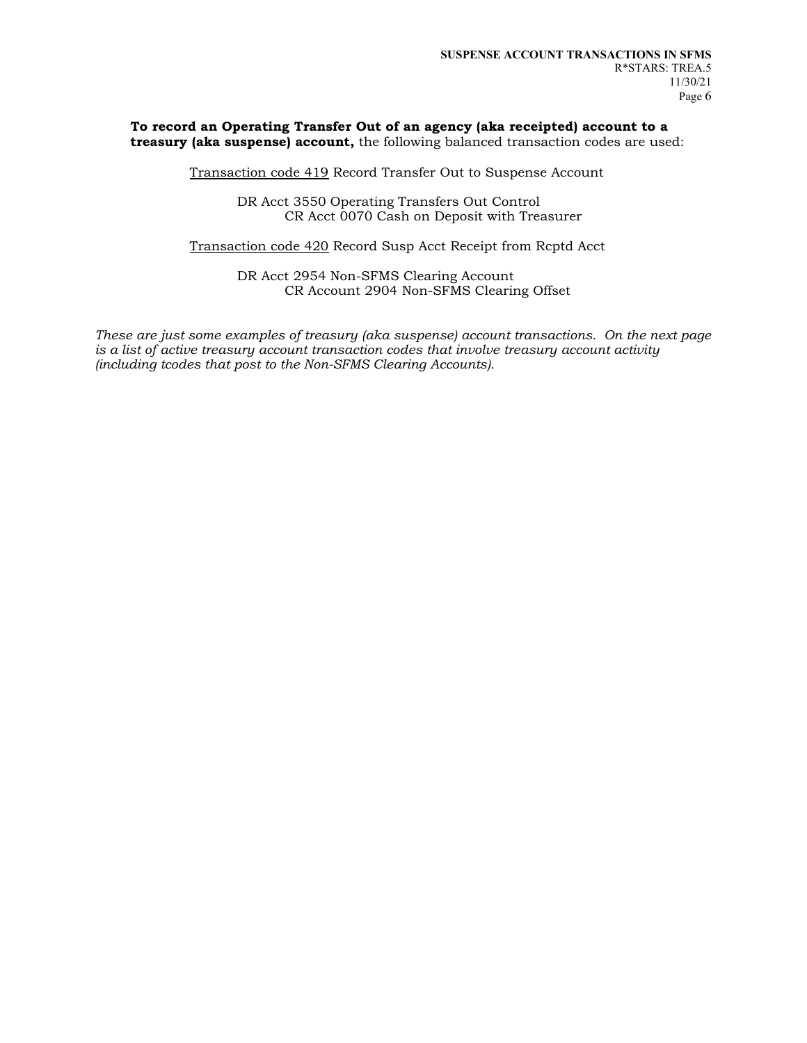**To record an Operating Transfer Out of an agency (aka receipted) account to a treasury (aka suspense) account,** the following balanced transaction codes are used:

Transaction code 419 Record Transfer Out to Suspense Account

DR Acct 3550 Operating Transfers Out Control
CR Acct 0070 Cash on Deposit with Treasurer

Transaction code 420 Record Susp Acct Receipt from Rcptd Acct

DR Acct 2954 Non-SFMS Clearing Account
CR Account 2904 Non-SFMS Clearing Offset

*These are just some examples of treasury (aka suspense) account transactions. On the next page is a list of active treasury account transaction codes that involve treasury account activity (including tcodes that post to the Non-SFMS Clearing Accounts).*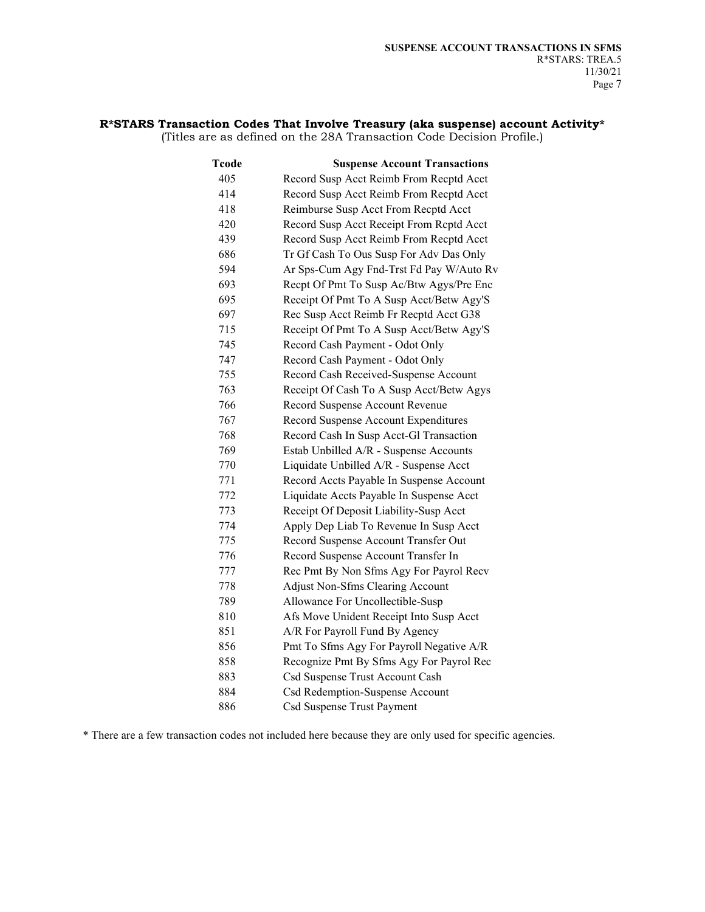**R*STARS Transaction Codes That Involve Treasury (aka suspense) account Activity***

(Titles are as defined on the 28A Transaction Code Decision Profile.)

| Tcode | Suspense Account Transactions |
| --- | --- |
| 405 | Record Susp Acct Reimb From Recptd Acct |
| 414 | Record Susp Acct Reimb From Recptd Acct |
| 418 | Reimburse Susp Acct From Recptd Acct |
| 420 | Record Susp Acct Receipt From Rcptd Acct |
| 439 | Record Susp Acct Reimb From Recptd Acct |
| 686 | Tr Gf Cash To Ous Susp For Adv Das Only |
| 594 | Ar Sps-Cum Agy Fnd-Trst Fd Pay W/Auto Rv |
| 693 | Recpt Of Pmt To Susp Ac/Btw Agys/Pre Enc |
| 695 | Receipt Of Pmt To A Susp Acct/Betw Agy'S |
| 697 | Rec Susp Acct Reimb Fr Recptd Acct G38 |
| 715 | Receipt Of Pmt To A Susp Acct/Betw Agy'S |
| 745 | Record Cash Payment - Odot Only |
| 747 | Record Cash Payment - Odot Only |
| 755 | Record Cash Received-Suspense Account |
| 763 | Receipt Of Cash To A Susp Acct/Betw Agys |
| 766 | Record Suspense Account Revenue |
| 767 | Record Suspense Account Expenditures |
| 768 | Record Cash In Susp Acct-Gl Transaction |
| 769 | Estab Unbilled A/R - Suspense Accounts |
| 770 | Liquidate Unbilled A/R - Suspense Acct |
| 771 | Record Accts Payable In Suspense Account |
| 772 | Liquidate Accts Payable In Suspense Acct |
| 773 | Receipt Of Deposit Liability-Susp Acct |
| 774 | Apply Dep Liab To Revenue In Susp Acct |
| 775 | Record Suspense Account Transfer Out |
| 776 | Record Suspense Account Transfer In |
| 777 | Rec Pmt By Non Sfms Agy For Payrol Recv |
| 778 | Adjust Non-Sfms Clearing Account |
| 789 | Allowance For Uncollectible-Susp |
| 810 | Afs Move Unident Receipt Into Susp Acct |
| 851 | A/R For Payroll Fund By Agency |
| 856 | Pmt To Sfms Agy For Payroll Negative A/R |
| 858 | Recognize Pmt By Sfms Agy For Payrol Rec |
| 883 | Csd Suspense Trust Account Cash |
| 884 | Csd Redemption-Suspense Account |
| 886 | Csd Suspense Trust Payment |

* There are a few transaction codes not included here because they are only used for specific agencies.